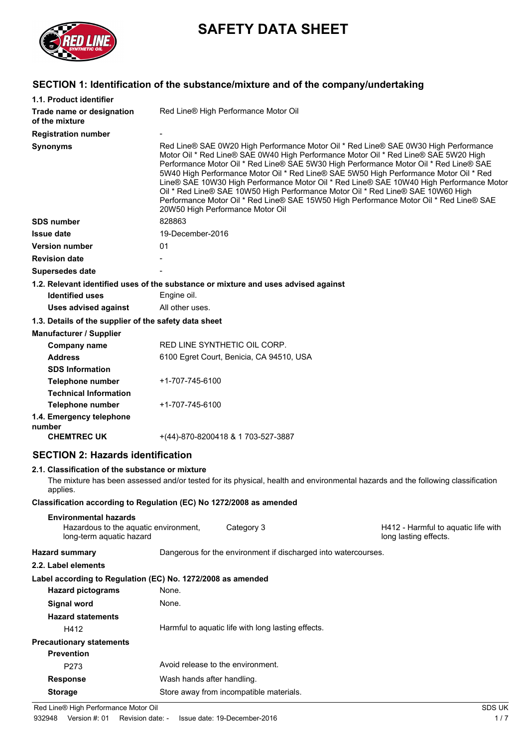# SAFETY DATA SHEET

## SECTION 1: Identification of the substance/mixture and of the company/undertaking

**1.1. Product identifier**

| | |
|---|---|
| **Trade name or designation of the mixture** | Red Line® High Performance Motor Oil |
| **Registration number** | - |
| **Synonyms** | Red Line® SAE 0W20 High Performance Motor Oil * Red Line® SAE 0W30 High Performance Motor Oil * Red Line® SAE 0W40 High Performance Motor Oil * Red Line® SAE 5W20 High Performance Motor Oil * Red Line® SAE 5W30 High Performance Motor Oil * Red Line® SAE 5W40 High Performance Motor Oil * Red Line® SAE 5W50 High Performance Motor Oil * Red Line® SAE 10W30 High Performance Motor Oil * Red Line® SAE 10W40 High Performance Motor Oil * Red Line® SAE 10W50 High Performance Motor Oil * Red Line® SAE 10W60 High Performance Motor Oil * Red Line® SAE 15W50 High Performance Motor Oil * Red Line® SAE 20W50 High Performance Motor Oil |
| **SDS number** | 828863 |
| **Issue date** | 19-December-2016 |
| **Version number** | 01 |
| **Revision date** | - |
| **Supersedes date** | - |

**1.2. Relevant identified uses of the substance or mixture and uses advised against**

| | |
|---|---|
| **Identified uses** | Engine oil. |
| **Uses advised against** | All other uses. |

**1.3. Details of the supplier of the safety data sheet**

**Manufacturer / Supplier**

| | |
|---|---|
| **Company name** | RED LINE SYNTHETIC OIL CORP. |
| **Address** | 6100 Egret Court, Benicia, CA 94510, USA |
| **SDS Information** | |
| **Telephone number** | +1-707-745-6100 |
| **Technical Information** | |
| **Telephone number** | +1-707-745-6100 |

**1.4. Emergency telephone number**

| | |
|---|---|
| **CHEMTREC UK** | +(44)-870-8200418 & 1 703-527-3887 |

## SECTION 2: Hazards identification

**2.1. Classification of the substance or mixture**

The mixture has been assessed and/or tested for its physical, health and environmental hazards and the following classification applies.

**Classification according to Regulation (EC) No 1272/2008 as amended**

**Environmental hazards**

| | | |
|---|---|---|
| Hazardous to the aquatic environment, long-term aquatic hazard | Category 3 | H412 - Harmful to aquatic life with long lasting effects. |

**Hazard summary** Dangerous for the environment if discharged into watercourses.

**2.2. Label elements**

**Label according to Regulation (EC) No. 1272/2008 as amended**

| | |
|---|---|
| **Hazard pictograms** | None. |
| **Signal word** | None. |
| **Hazard statements** | |
| H412 | Harmful to aquatic life with long lasting effects. |

**Precautionary statements**

| | |
|---|---|
| **Prevention** | |
| P273 | Avoid release to the environment. |
| **Response** | Wash hands after handling. |
| **Storage** | Store away from incompatible materials. |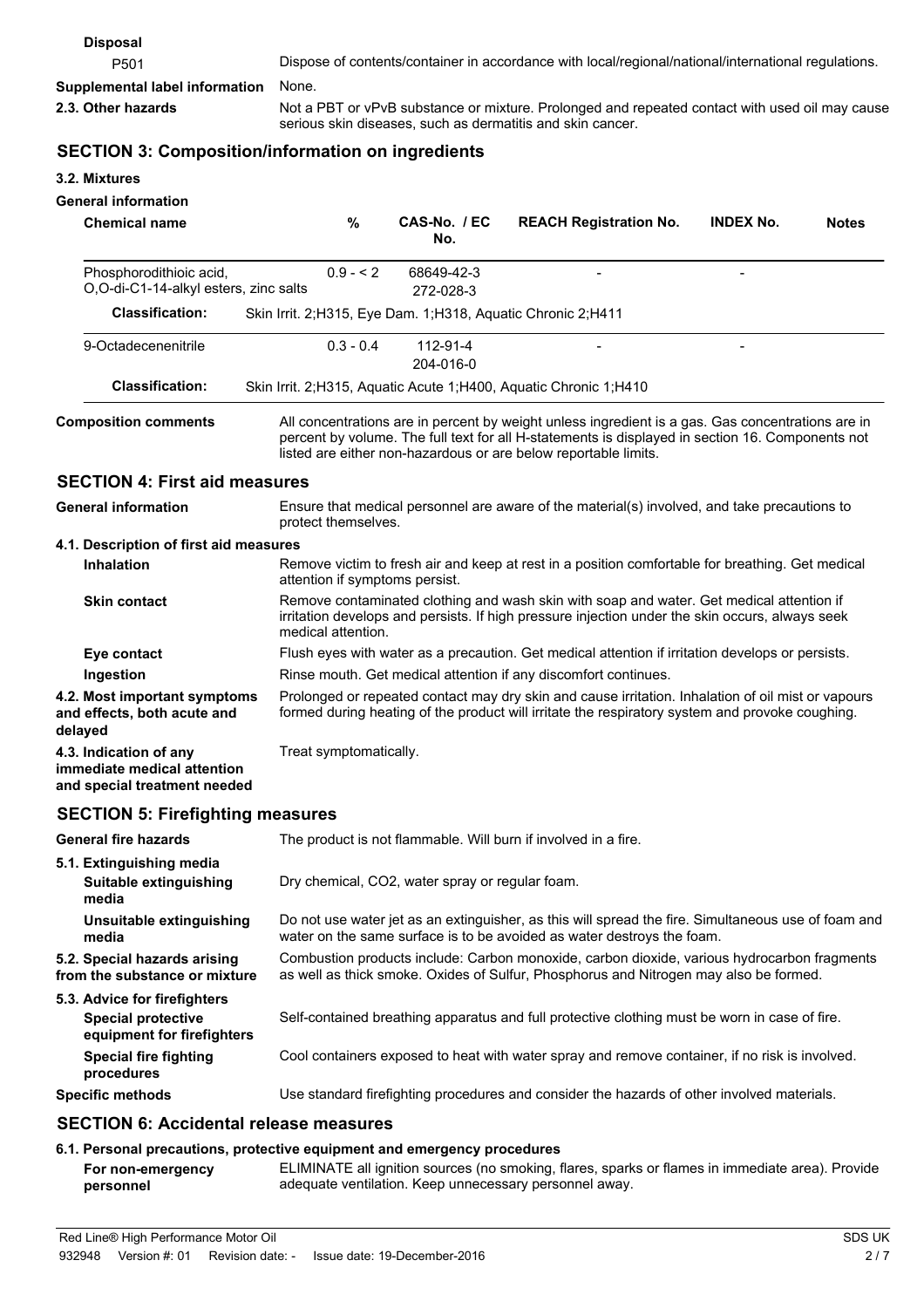**Disposal**

P501 — Dispose of contents/container in accordance with local/regional/national/international regulations.

**Supplemental label information** — None.

**2.3. Other hazards** — Not a PBT or vPvB substance or mixture. Prolonged and repeated contact with used oil may cause serious skin diseases, such as dermatitis and skin cancer.

## SECTION 3: Composition/information on ingredients

### 3.2. Mixtures

**General information**

| Chemical name | % | CAS-No. / EC No. | REACH Registration No. | INDEX No. | Notes |
|---|---|---|---|---|---|
| Phosphorodithioic acid, O,O-di-C1-14-alkyl esters, zinc salts | 0.9 - < 2 | 68649-42-3 272-028-3 | - | - | |
| **Classification:** | Skin Irrit. 2;H315, Eye Dam. 1;H318, Aquatic Chronic 2;H411 | | | | |
| 9-Octadecenenitrile | 0.3 - 0.4 | 112-91-4 204-016-0 | - | - | |
| **Classification:** | Skin Irrit. 2;H315, Aquatic Acute 1;H400, Aquatic Chronic 1;H410 | | | | |

**Composition comments** — All concentrations are in percent by weight unless ingredient is a gas. Gas concentrations are in percent by volume. The full text for all H-statements is displayed in section 16. Components not listed are either non-hazardous or are below reportable limits.

## SECTION 4: First aid measures

**General information** — Ensure that medical personnel are aware of the material(s) involved, and take precautions to protect themselves.

### 4.1. Description of first aid measures

**Inhalation** — Remove victim to fresh air and keep at rest in a position comfortable for breathing. Get medical attention if symptoms persist.

**Skin contact** — Remove contaminated clothing and wash skin with soap and water. Get medical attention if irritation develops and persists. If high pressure injection under the skin occurs, always seek medical attention.

**Eye contact** — Flush eyes with water as a precaution. Get medical attention if irritation develops or persists.

**Ingestion** — Rinse mouth. Get medical attention if any discomfort continues.

**4.2. Most important symptoms and effects, both acute and delayed** — Prolonged or repeated contact may dry skin and cause irritation. Inhalation of oil mist or vapours formed during heating of the product will irritate the respiratory system and provoke coughing.

**4.3. Indication of any immediate medical attention and special treatment needed** — Treat symptomatically.

## SECTION 5: Firefighting measures

**General fire hazards** — The product is not flammable. Will burn if involved in a fire.

### 5.1. Extinguishing media

**Suitable extinguishing media** — Dry chemical, $CO_2$, water spray or regular foam.

**Unsuitable extinguishing media** — Do not use water jet as an extinguisher, as this will spread the fire. Simultaneous use of foam and water on the same surface is to be avoided as water destroys the foam.

**5.2. Special hazards arising from the substance or mixture** — Combustion products include: Carbon monoxide, carbon dioxide, various hydrocarbon fragments as well as thick smoke. Oxides of Sulfur, Phosphorus and Nitrogen may also be formed.

### 5.3. Advice for firefighters

**Special protective equipment for firefighters** — Self-contained breathing apparatus and full protective clothing must be worn in case of fire.

**Special fire fighting procedures** — Cool containers exposed to heat with water spray and remove container, if no risk is involved.

**Specific methods** — Use standard firefighting procedures and consider the hazards of other involved materials.

## SECTION 6: Accidental release measures

### 6.1. Personal precautions, protective equipment and emergency procedures

**For non-emergency personnel** — ELIMINATE all ignition sources (no smoking, flares, sparks or flames in immediate area). Provide adequate ventilation. Keep unnecessary personnel away.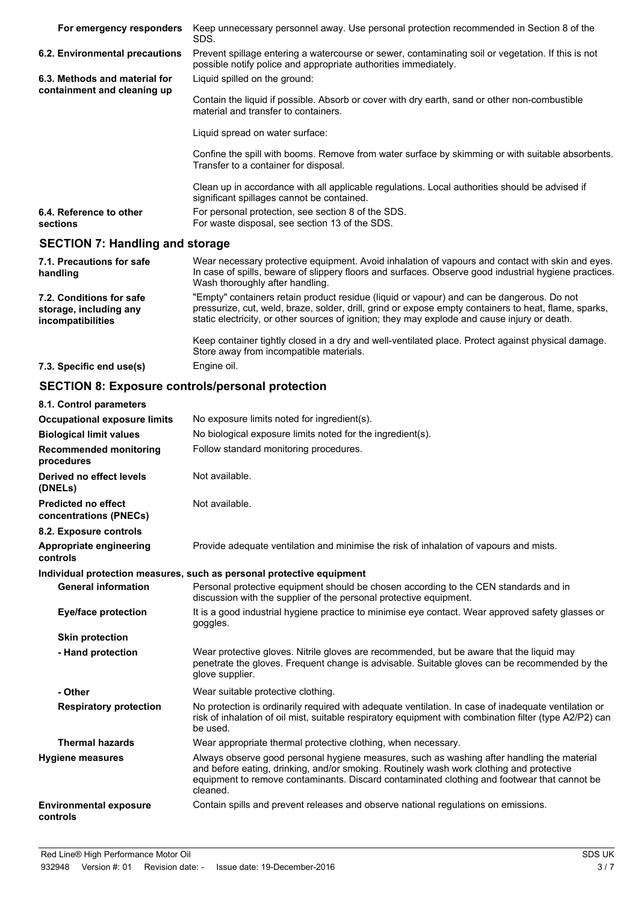| | |
|---|---|
| **For emergency responders** | Keep unnecessary personnel away. Use personal protection recommended in Section 8 of the SDS. |
| **6.2. Environmental precautions** | Prevent spillage entering a watercourse or sewer, contaminating soil or vegetation. If this is not possible notify police and appropriate authorities immediately. |
| **6.3. Methods and material for containment and cleaning up** | Liquid spilled on the ground:<br><br>Contain the liquid if possible. Absorb or cover with dry earth, sand or other non-combustible material and transfer to containers.<br><br>Liquid spread on water surface:<br><br>Confine the spill with booms. Remove from water surface by skimming or with suitable absorbents. Transfer to a container for disposal.<br><br>Clean up in accordance with all applicable regulations. Local authorities should be advised if significant spillages cannot be contained. |
| **6.4. Reference to other sections** | For personal protection, see section 8 of the SDS.<br>For waste disposal, see section 13 of the SDS. |

## SECTION 7: Handling and storage

| | |
|---|---|
| **7.1. Precautions for safe handling** | Wear necessary protective equipment. Avoid inhalation of vapours and contact with skin and eyes. In case of spills, beware of slippery floors and surfaces. Observe good industrial hygiene practices. Wash thoroughly after handling. |
| **7.2. Conditions for safe storage, including any incompatibilities** | "Empty" containers retain product residue (liquid or vapour) and can be dangerous. Do not pressurize, cut, weld, braze, solder, drill, grind or expose empty containers to heat, flame, sparks, static electricity, or other sources of ignition; they may explode and cause injury or death.<br><br>Keep container tightly closed in a dry and well-ventilated place. Protect against physical damage. Store away from incompatible materials. |
| **7.3. Specific end use(s)** | Engine oil. |

## SECTION 8: Exposure controls/personal protection

| | |
|---|---|
| **8.1. Control parameters** | |
| **Occupational exposure limits** | No exposure limits noted for ingredient(s). |
| **Biological limit values** | No biological exposure limits noted for the ingredient(s). |
| **Recommended monitoring procedures** | Follow standard monitoring procedures. |
| **Derived no effect levels (DNELs)** | Not available. |
| **Predicted no effect concentrations (PNECs)** | Not available. |
| **8.2. Exposure controls** | |
| **Appropriate engineering controls** | Provide adequate ventilation and minimise the risk of inhalation of vapours and mists. |
| **Individual protection measures, such as personal protective equipment** | |
| **General information** | Personal protective equipment should be chosen according to the CEN standards and in discussion with the supplier of the personal protective equipment. |
| **Eye/face protection** | It is a good industrial hygiene practice to minimise eye contact. Wear approved safety glasses or goggles. |
| **Skin protection** | |
| **- Hand protection** | Wear protective gloves. Nitrile gloves are recommended, but be aware that the liquid may penetrate the gloves. Frequent change is advisable. Suitable gloves can be recommended by the glove supplier. |
| **- Other** | Wear suitable protective clothing. |
| **Respiratory protection** | No protection is ordinarily required with adequate ventilation. In case of inadequate ventilation or risk of inhalation of oil mist, suitable respiratory equipment with combination filter (type A2/P2) can be used. |
| **Thermal hazards** | Wear appropriate thermal protective clothing, when necessary. |
| **Hygiene measures** | Always observe good personal hygiene measures, such as washing after handling the material and before eating, drinking, and/or smoking. Routinely wash work clothing and protective equipment to remove contaminants. Discard contaminated clothing and footwear that cannot be cleaned. |
| **Environmental exposure controls** | Contain spills and prevent releases and observe national regulations on emissions. |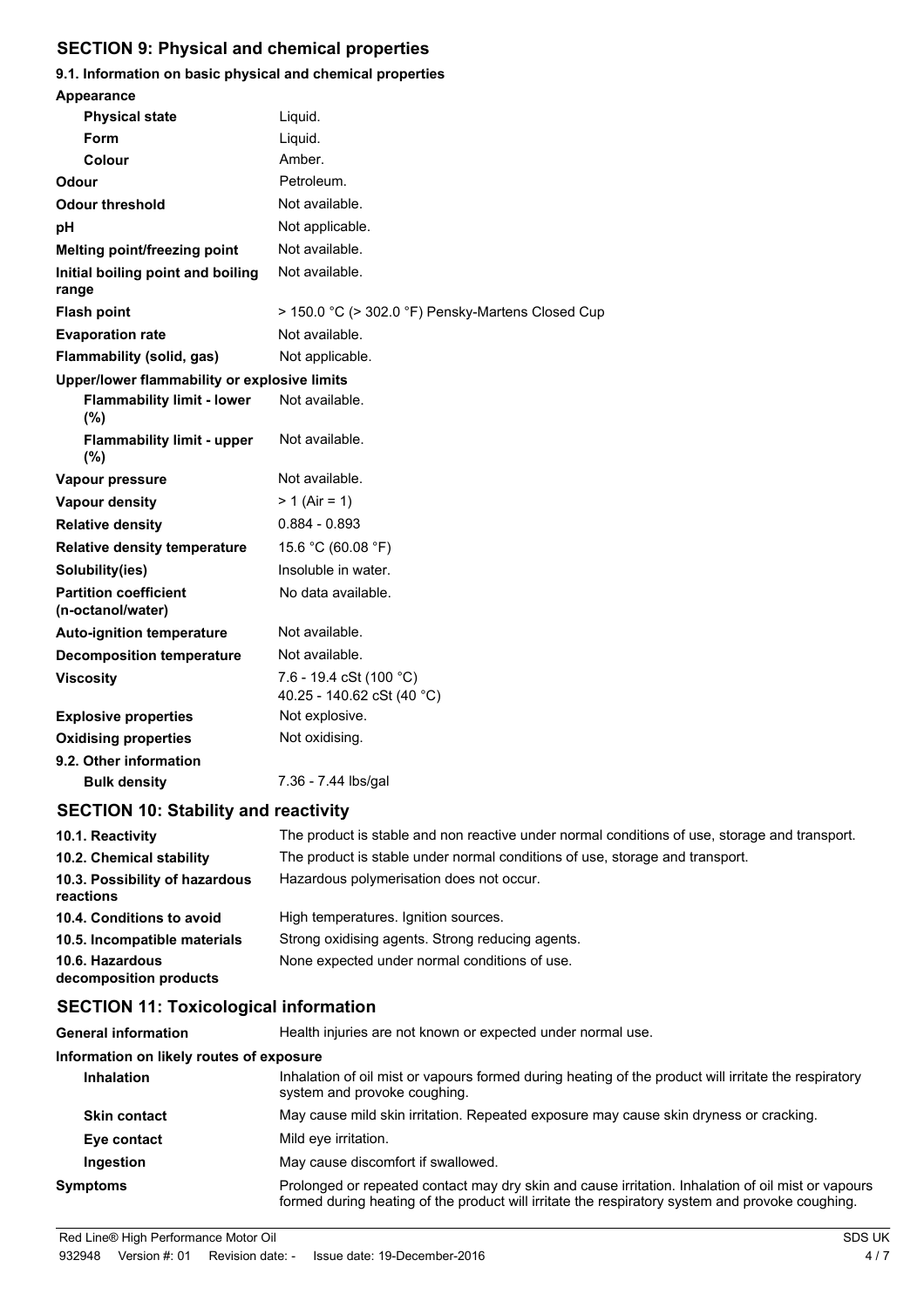## SECTION 9: Physical and chemical properties

### 9.1. Information on basic physical and chemical properties

| Property | Value |
|---|---|
| **Appearance** | |
| **Physical state** | Liquid. |
| **Form** | Liquid. |
| **Colour** | Amber. |
| **Odour** | Petroleum. |
| **Odour threshold** | Not available. |
| **pH** | Not applicable. |
| **Melting point/freezing point** | Not available. |
| **Initial boiling point and boiling range** | Not available. |
| **Flash point** | > 150.0 °C (> 302.0 °F) Pensky-Martens Closed Cup |
| **Evaporation rate** | Not available. |
| **Flammability (solid, gas)** | Not applicable. |
| **Upper/lower flammability or explosive limits** | |
| **Flammability limit - lower (%)** | Not available. |
| **Flammability limit - upper (%)** | Not available. |
| **Vapour pressure** | Not available. |
| **Vapour density** | > 1 (Air = 1) |
| **Relative density** | 0.884 - 0.893 |
| **Relative density temperature** | 15.6 °C (60.08 °F) |
| **Solubility(ies)** | Insoluble in water. |
| **Partition coefficient (n-octanol/water)** | No data available. |
| **Auto-ignition temperature** | Not available. |
| **Decomposition temperature** | Not available. |
| **Viscosity** | 7.6 - 19.4 cSt (100 °C)<br>40.25 - 140.62 cSt (40 °C) |
| **Explosive properties** | Not explosive. |
| **Oxidising properties** | Not oxidising. |
| **9.2. Other information** | |
| **Bulk density** | 7.36 - 7.44 lbs/gal |

## SECTION 10: Stability and reactivity

| | |
|---|---|
| **10.1. Reactivity** | The product is stable and non reactive under normal conditions of use, storage and transport. |
| **10.2. Chemical stability** | The product is stable under normal conditions of use, storage and transport. |
| **10.3. Possibility of hazardous reactions** | Hazardous polymerisation does not occur. |
| **10.4. Conditions to avoid** | High temperatures. Ignition sources. |
| **10.5. Incompatible materials** | Strong oxidising agents. Strong reducing agents. |
| **10.6. Hazardous decomposition products** | None expected under normal conditions of use. |

## SECTION 11: Toxicological information

| | |
|---|---|
| **General information** | Health injuries are not known or expected under normal use. |
| **Information on likely routes of exposure** | |
| **Inhalation** | Inhalation of oil mist or vapours formed during heating of the product will irritate the respiratory system and provoke coughing. |
| **Skin contact** | May cause mild skin irritation. Repeated exposure may cause skin dryness or cracking. |
| **Eye contact** | Mild eye irritation. |
| **Ingestion** | May cause discomfort if swallowed. |
| **Symptoms** | Prolonged or repeated contact may dry skin and cause irritation. Inhalation of oil mist or vapours formed during heating of the product will irritate the respiratory system and provoke coughing. |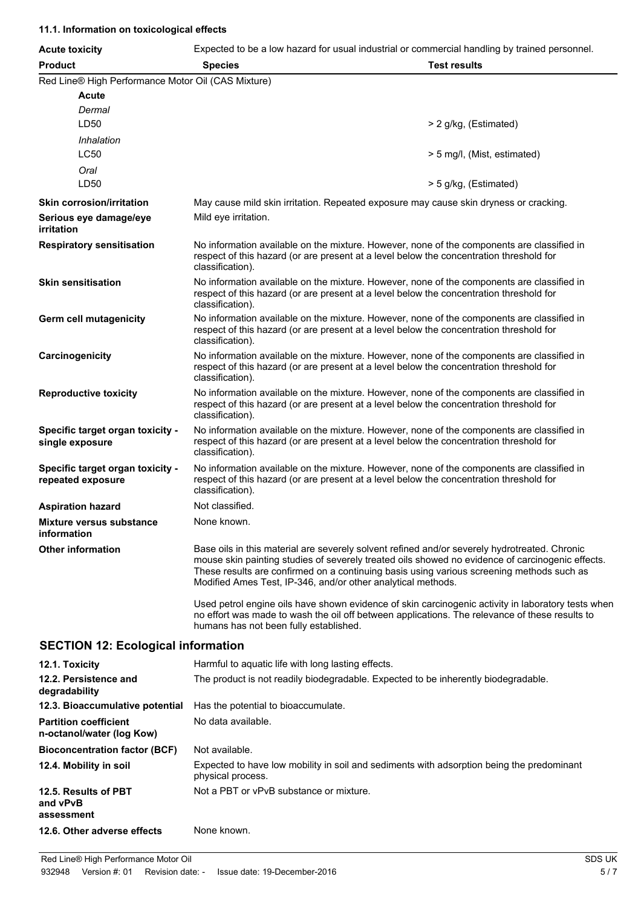### 11.1. Information on toxicological effects

**Acute toxicity** Expected to be a low hazard for usual industrial or commercial handling by trained personnel.

| Product | Species | Test results |
|---|---|---|
| Red Line® High Performance Motor Oil (CAS Mixture) | | |
| **Acute** | | |
| *Dermal* | | |
| LD50 | | > 2 g/kg, (Estimated) |
| *Inhalation* | | |
| LC50 | | > 5 mg/l, (Mist, estimated) |
| *Oral* | | |
| LD50 | | > 5 g/kg, (Estimated) |

**Skin corrosion/irritation** May cause mild skin irritation. Repeated exposure may cause skin dryness or cracking.

**Serious eye damage/eye irritation** Mild eye irritation.

**Respiratory sensitisation** No information available on the mixture. However, none of the components are classified in respect of this hazard (or are present at a level below the concentration threshold for classification).

**Skin sensitisation** No information available on the mixture. However, none of the components are classified in respect of this hazard (or are present at a level below the concentration threshold for classification).

**Germ cell mutagenicity** No information available on the mixture. However, none of the components are classified in respect of this hazard (or are present at a level below the concentration threshold for classification).

**Carcinogenicity** No information available on the mixture. However, none of the components are classified in respect of this hazard (or are present at a level below the concentration threshold for classification).

**Reproductive toxicity** No information available on the mixture. However, none of the components are classified in respect of this hazard (or are present at a level below the concentration threshold for classification).

**Specific target organ toxicity - single exposure** No information available on the mixture. However, none of the components are classified in respect of this hazard (or are present at a level below the concentration threshold for classification).

**Specific target organ toxicity - repeated exposure** No information available on the mixture. However, none of the components are classified in respect of this hazard (or are present at a level below the concentration threshold for classification).

**Aspiration hazard** Not classified.

**Mixture versus substance information** None known.

**Other information** Base oils in this material are severely solvent refined and/or severely hydrotreated. Chronic mouse skin painting studies of severely treated oils showed no evidence of carcinogenic effects. These results are confirmed on a continuing basis using various screening methods such as Modified Ames Test, IP-346, and/or other analytical methods.

Used petrol engine oils have shown evidence of skin carcinogenic activity in laboratory tests when no effort was made to wash the oil off between applications. The relevance of these results to humans has not been fully established.

## SECTION 12: Ecological information

**12.1. Toxicity** Harmful to aquatic life with long lasting effects.

**12.2. Persistence and degradability** The product is not readily biodegradable. Expected to be inherently biodegradable.

**12.3. Bioaccumulative potential** Has the potential to bioaccumulate.

**Partition coefficient n-octanol/water (log Kow)** No data available.

**Bioconcentration factor (BCF)** Not available.

**12.4. Mobility in soil** Expected to have low mobility in soil and sediments with adsorption being the predominant physical process.

**12.5. Results of PBT and vPvB assessment** Not a PBT or vPvB substance or mixture.

**12.6. Other adverse effects** None known.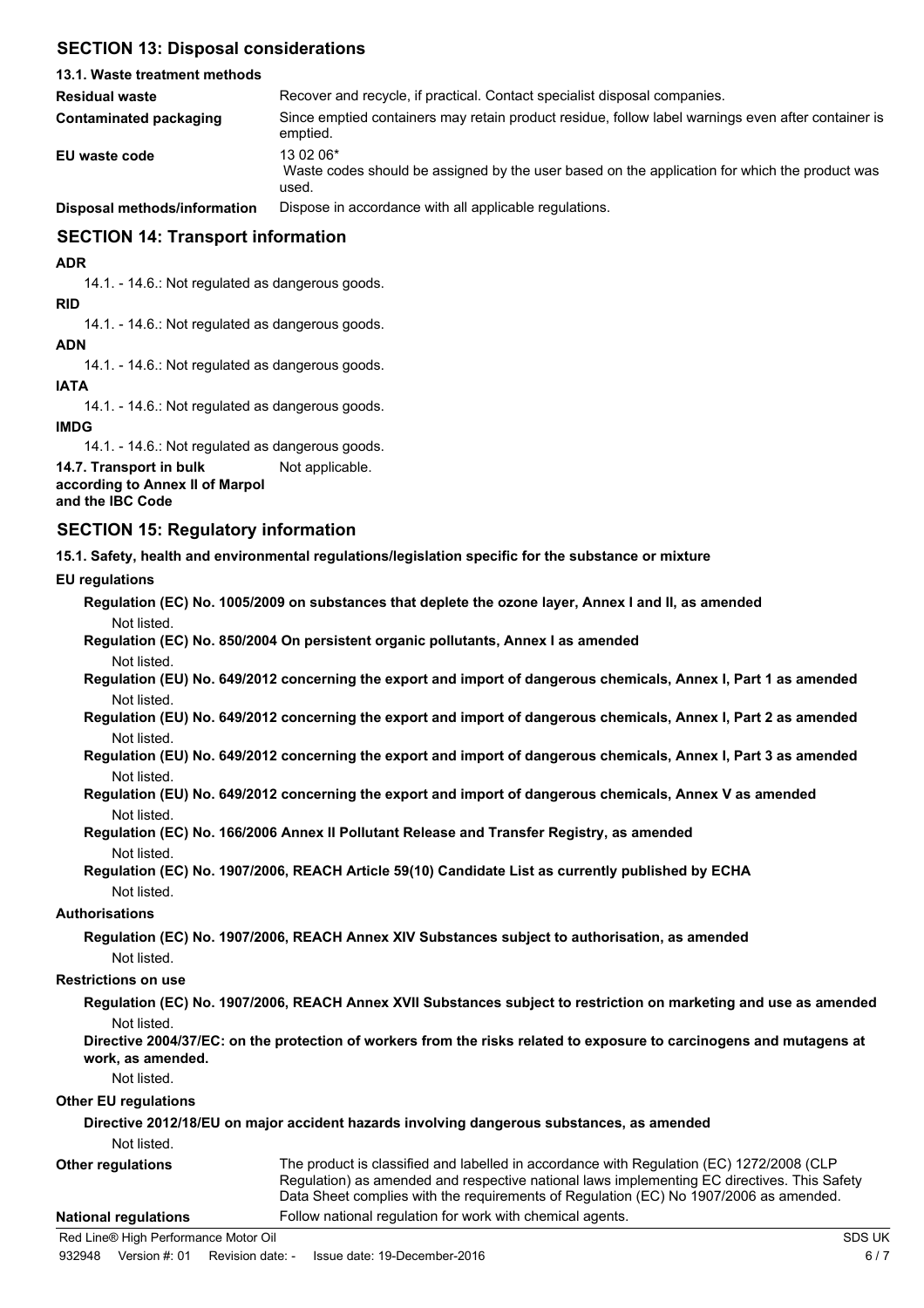## SECTION 13: Disposal considerations

### 13.1. Waste treatment methods

| | |
|---|---|
| **Residual waste** | Recover and recycle, if practical. Contact specialist disposal companies. |
| **Contaminated packaging** | Since emptied containers may retain product residue, follow label warnings even after container is emptied. |
| **EU waste code** | 13 02 06*<br>Waste codes should be assigned by the user based on the application for which the product was used. |
| **Disposal methods/information** | Dispose in accordance with all applicable regulations. |

## SECTION 14: Transport information

**ADR**

14.1. - 14.6.: Not regulated as dangerous goods.

**RID**

14.1. - 14.6.: Not regulated as dangerous goods.

**ADN**

14.1. - 14.6.: Not regulated as dangerous goods.

**IATA**

14.1. - 14.6.: Not regulated as dangerous goods.

**IMDG**

14.1. - 14.6.: Not regulated as dangerous goods.

**14.7. Transport in bulk according to Annex II of Marpol and the IBC Code** Not applicable.

## SECTION 15: Regulatory information

**15.1. Safety, health and environmental regulations/legislation specific for the substance or mixture**

**EU regulations**

**Regulation (EC) No. 1005/2009 on substances that deplete the ozone layer, Annex I and II, as amended**

Not listed.

**Regulation (EC) No. 850/2004 On persistent organic pollutants, Annex I as amended**

Not listed.

**Regulation (EU) No. 649/2012 concerning the export and import of dangerous chemicals, Annex I, Part 1 as amended**

Not listed.

**Regulation (EU) No. 649/2012 concerning the export and import of dangerous chemicals, Annex I, Part 2 as amended**

Not listed.

**Regulation (EU) No. 649/2012 concerning the export and import of dangerous chemicals, Annex I, Part 3 as amended**

Not listed.

**Regulation (EU) No. 649/2012 concerning the export and import of dangerous chemicals, Annex V as amended**

Not listed.

**Regulation (EC) No. 166/2006 Annex II Pollutant Release and Transfer Registry, as amended**

Not listed.

**Regulation (EC) No. 1907/2006, REACH Article 59(10) Candidate List as currently published by ECHA**

Not listed.

**Authorisations**

**Regulation (EC) No. 1907/2006, REACH Annex XIV Substances subject to authorisation, as amended**

Not listed.

**Restrictions on use**

**Regulation (EC) No. 1907/2006, REACH Annex XVII Substances subject to restriction on marketing and use as amended**

Not listed.

**Directive 2004/37/EC: on the protection of workers from the risks related to exposure to carcinogens and mutagens at work, as amended.**

Not listed.

**Other EU regulations**

**Directive 2012/18/EU on major accident hazards involving dangerous substances, as amended**

Not listed.

| | |
|---|---|
| **Other regulations** | The product is classified and labelled in accordance with Regulation (EC) 1272/2008 (CLP Regulation) as amended and respective national laws implementing EC directives. This Safety Data Sheet complies with the requirements of Regulation (EC) No 1907/2006 as amended. |
| **National regulations** | Follow national regulation for work with chemical agents. |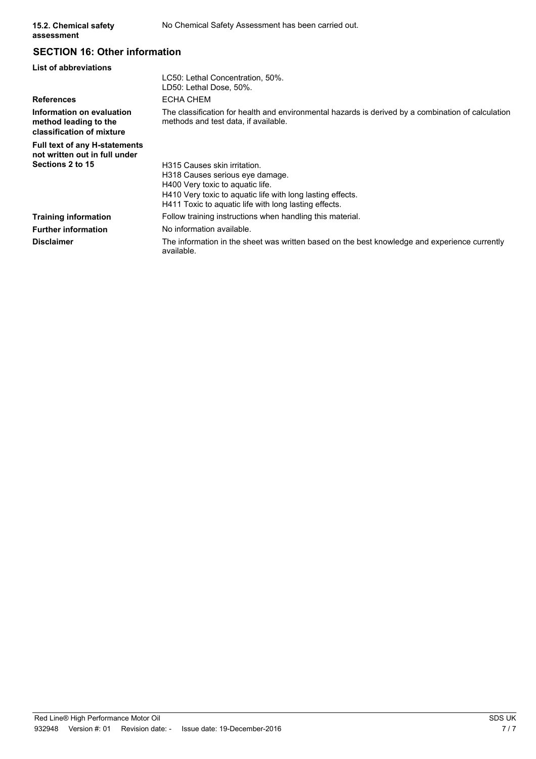**15.2. Chemical safety assessment**

No Chemical Safety Assessment has been carried out.

## SECTION 16: Other information

**List of abbreviations**

LC50: Lethal Concentration, 50%.
LD50: Lethal Dose, 50%.

**References**

ECHA CHEM

**Information on evaluation method leading to the classification of mixture**

The classification for health and environmental hazards is derived by a combination of calculation methods and test data, if available.

**Full text of any H-statements not written out in full under Sections 2 to 15**

H315 Causes skin irritation.
H318 Causes serious eye damage.
H400 Very toxic to aquatic life.
H410 Very toxic to aquatic life with long lasting effects.
H411 Toxic to aquatic life with long lasting effects.

**Training information**

Follow training instructions when handling this material.

**Further information**

No information available.

**Disclaimer**

The information in the sheet was written based on the best knowledge and experience currently available.